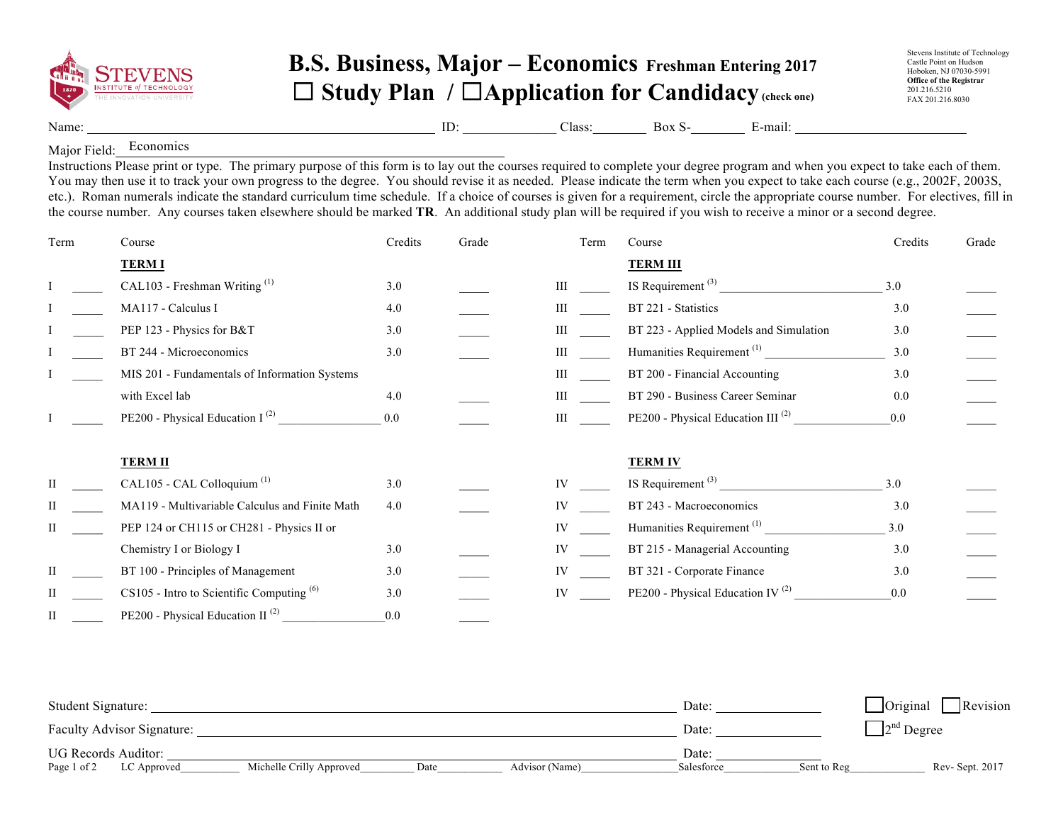# B.S. Business, Major – Economics Freshman Entering 2017

## ☐ Study Plan / ☐Application for Candidacy (check one)

Stevens Institute of Technology
Castle Point on Hudson
Hoboken, NJ 07030-5991
**Office of the Registrar**
201.216.5210
FAX 201.216.8030

Name: ______________________ ID: ____________ Class: ________ Box S-________ E-mail: ______________________

Major Field: Economics

Instructions Please print or type. The primary purpose of this form is to lay out the courses required to complete your degree program and when you expect to take each of them. You may then use it to track your own progress to the degree. You should revise it as needed. Please indicate the term when you expect to take each course (e.g., 2002F, 2003S, etc.). Roman numerals indicate the standard curriculum time schedule. If a choice of courses is given for a requirement, circle the appropriate course number. For electives, fill in the course number. Any courses taken elsewhere should be marked **TR**. An additional study plan will be required if you wish to receive a minor or a second degree.

| Term | | Course | Credits | Grade |
|---|---|---|---|---|
| | | **TERM I** | | |
| I | _____ | CAL103 - Freshman Writing [1] | 3.0 | _____ |
| I | _____ | MA117 - Calculus I | 4.0 | _____ |
| I | _____ | PEP 123 - Physics for B&T | 3.0 | _____ |
| I | _____ | BT 244 - Microeconomics | 3.0 | _____ |
| I | _____ | MIS 201 - Fundamentals of Information Systems with Excel lab | 4.0 | _____ |
| I | _____ | PE200 - Physical Education I [2] ________________ | 0.0 | _____ |
| | | **TERM II** | | |
| II | _____ | CAL105 - CAL Colloquium [1] | 3.0 | _____ |
| II | _____ | MA119 - Multivariable Calculus and Finite Math | 4.0 | _____ |
| II | _____ | PEP 124 or CH115 or CH281 - Physics II or Chemistry I or Biology I | 3.0 | _____ |
| II | _____ | BT 100 - Principles of Management | 3.0 | _____ |
| II | _____ | CS105 - Intro to Scientific Computing [6] | 3.0 | _____ |
| II | _____ | PE200 - Physical Education II [2] ________________ | 0.0 | _____ |
| | | **TERM III** | | |
| III | _____ | IS Requirement [3] __________________________ | 3.0 | _____ |
| III | _____ | BT 221 - Statistics | 3.0 | _____ |
| III | _____ | BT 223 - Applied Models and Simulation | 3.0 | _____ |
| III | _____ | Humanities Requirement [1] ____________________ | 3.0 | _____ |
| III | _____ | BT 200 - Financial Accounting | 3.0 | _____ |
| III | _____ | BT 290 - Business Career Seminar | 0.0 | _____ |
| III | _____ | PE200 - Physical Education III [2] _______________ | 0.0 | _____ |
| | | **TERM IV** | | |
| IV | _____ | IS Requirement [3] __________________________ | 3.0 | _____ |
| IV | _____ | BT 243 - Macroeconomics | 3.0 | _____ |
| IV | _____ | Humanities Requirement [1] ____________________ | 3.0 | _____ |
| IV | _____ | BT 215 - Managerial Accounting | 3.0 | _____ |
| IV | _____ | BT 321 - Corporate Finance | 3.0 | _____ |
| IV | _____ | PE200 - Physical Education IV [2] _______________ | 0.0 | _____ |

Student Signature: ____________________________________________ Date: ______________ ☐ Original ☐ Revision

Faculty Advisor Signature: ______________________________________ Date: ______________ ☐ 2nd Degree

UG Records Auditor: __________________________________________ Date: ______________

LC Approved__________ Michelle Crilly Approved_________ Date___________ Advisor (Name)________________ Salesforce_____________ Sent to Reg_____________ Rev- Sept. 2017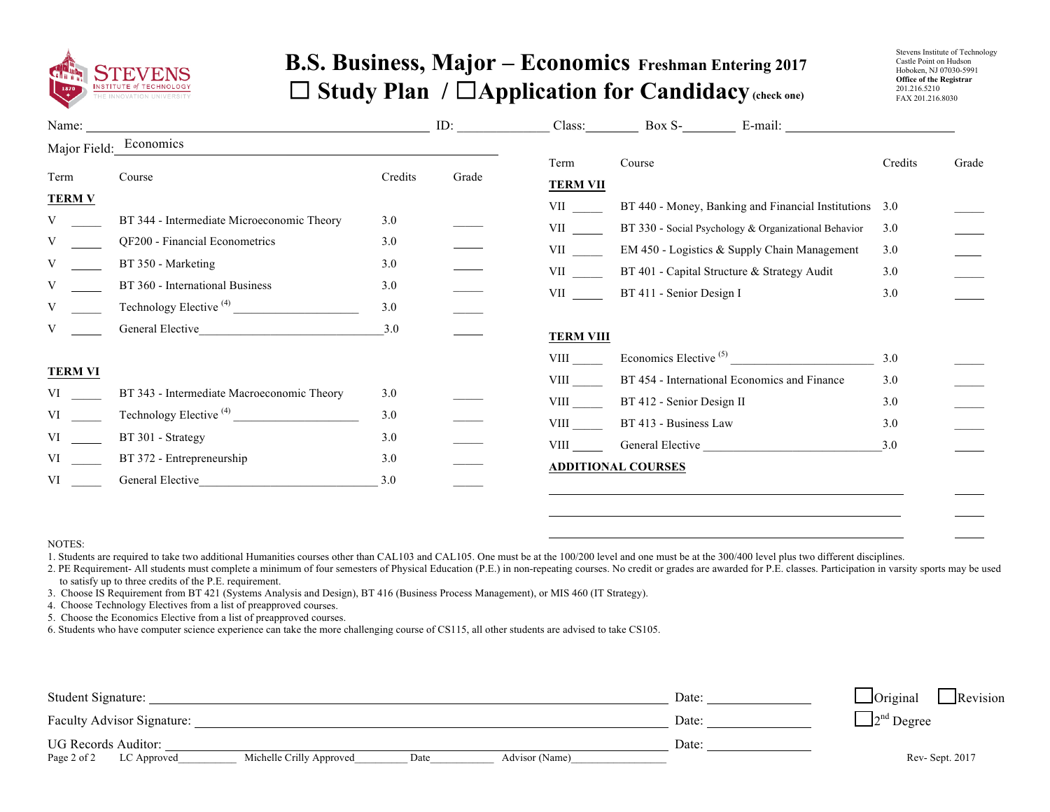# B.S. Business, Major – Economics Freshman Entering 2017

## ☐ Study Plan / ☐Application for Candidacy (check one)

Stevens Institute of Technology
Castle Point on Hudson
Hoboken, NJ 07030-5991
**Office of the Registrar**
201.216.5210
FAX 201.216.8030

Name: ______________________ ID: __________ Class:________ Box S-________ E-mail: ______________________

Major Field: Economics

| Term | | Course | Credits | Grade |
|---|---|---|---|---|
| **TERM V** | | | | |
| V | _____ | BT 344 - Intermediate Microeconomic Theory | 3.0 | _____ |
| V | _____ | QF200 - Financial Econometrics | 3.0 | _____ |
| V | _____ | BT 350 - Marketing | 3.0 | _____ |
| V | _____ | BT 360 - International Business | 3.0 | _____ |
| V | _____ | Technology Elective [4] ___________________ | 3.0 | _____ |
| V | _____ | General Elective___________________________ | 3.0 | _____ |
| **TERM VI** | | | | |
| VI | _____ | BT 343 - Intermediate Macroeconomic Theory | 3.0 | _____ |
| VI | _____ | Technology Elective [4] ___________________ | 3.0 | _____ |
| VI | _____ | BT 301 - Strategy | 3.0 | _____ |
| VI | _____ | BT 372 - Entrepreneurship | 3.0 | _____ |
| VI | _____ | General Elective___________________________ | 3.0 | _____ |

| Term | | Course | Credits | Grade |
|---|---|---|---|---|
| **TERM VII** | | | | |
| VII | _____ | BT 440 - Money, Banking and Financial Institutions | 3.0 | _____ |
| VII | _____ | BT 330 - Social Psychology & Organizational Behavior | 3.0 | _____ |
| VII | _____ | EM 450 - Logistics & Supply Chain Management | 3.0 | _____ |
| VII | _____ | BT 401 - Capital Structure & Strategy Audit | 3.0 | _____ |
| VII | _____ | BT 411 - Senior Design I | 3.0 | _____ |
| **TERM VIII** | | | | |
| VIII | _____ | Economics Elective [5] ___________________ | 3.0 | _____ |
| VIII | _____ | BT 454 - International Economics and Finance | 3.0 | _____ |
| VIII | _____ | BT 412 - Senior Design II | 3.0 | _____ |
| VIII | _____ | BT 413 - Business Law | 3.0 | _____ |
| VIII | _____ | General Elective ___________________________ | 3.0 | _____ |

**ADDITIONAL COURSES**

| | |
|---|---|
| ___________________________________________ | _____ |
| ___________________________________________ | _____ |
| ___________________________________________ | _____ |

NOTES:

1. Students are required to take two additional Humanities courses other than CAL103 and CAL105. One must be at the 100/200 level and one must be at the 300/400 level plus two different disciplines.
2. PE Requirement- All students must complete a minimum of four semesters of Physical Education (P.E.) in non-repeating courses. No credit or grades are awarded for P.E. classes. Participation in varsity sports may be used to satisfy up to three credits of the P.E. requirement.
3. Choose IS Requirement from BT 421 (Systems Analysis and Design), BT 416 (Business Process Management), or MIS 460 (IT Strategy).
4. Choose Technology Electives from a list of preapproved courses.
5. Choose the Economics Elective from a list of preapproved courses.
6. Students who have computer science experience can take the more challenging course of CS115, all other students are advised to take CS105.

Student Signature: ______________________________________ Date: ____________ ☐Original ☐Revision

Faculty Advisor Signature: ______________________________ Date: ____________ ☐2nd Degree

UG Records Auditor: ____________________________________ Date: ____________

LC Approved__________ Michelle Crilly Approved_________ Date___________ Advisor (Name)_________________

Rev- Sept. 2017